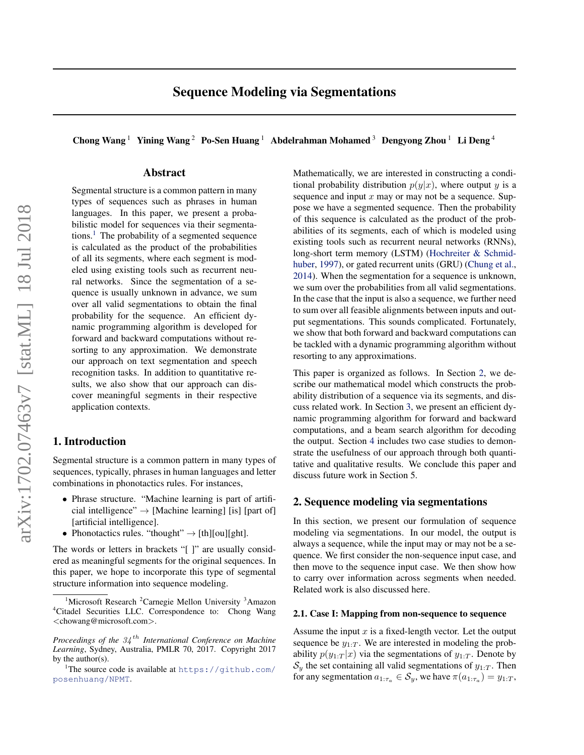# Sequence Modeling via Segmentations

**Chong Wang** [1] **Yining Wang** [2] **Po-Sen Huang** [1] **Abdelrahman Mohamed** [3] **Dengyong Zhou** [1] **Li Deng** [4]

## Abstract

Segmental structure is a common pattern in many types of sequences such as phrases in human languages. In this paper, we present a probabilistic model for sequences via their segmentations.[1] The probability of a segmented sequence is calculated as the product of the probabilities of all its segments, where each segment is modeled using existing tools such as recurrent neural networks. Since the segmentation of a sequence is usually unknown in advance, we sum over all valid segmentations to obtain the final probability for the sequence. An efficient dynamic programming algorithm is developed for forward and backward computations without resorting to any approximation. We demonstrate our approach on text segmentation and speech recognition tasks. In addition to quantitative results, we also show that our approach can discover meaningful segments in their respective application contexts.

## 1. Introduction

Segmental structure is a common pattern in many types of sequences, typically, phrases in human languages and letter combinations in phonotactics rules. For instances,

- Phrase structure. "Machine learning is part of artificial intelligence" → [Machine learning] [is] [part of] [artificial intelligence].
- Phonotactics rules. "thought" → [th][ou][ght].

The words or letters in brackets "[ ]" are usually considered as meaningful segments for the original sequences. In this paper, we hope to incorporate this type of segmental structure information into sequence modeling.

Mathematically, we are interested in constructing a conditional probability distribution $p(y|x)$, where output $y$ is a sequence and input $x$ may or may not be a sequence. Suppose we have a segmented sequence. Then the probability of this sequence is calculated as the product of the probabilities of its segments, each of which is modeled using existing tools such as recurrent neural networks (RNNs), long-short term memory (LSTM) (Hochreiter & Schmidhuber, 1997), or gated recurrent units (GRU) (Chung et al., 2014). When the segmentation for a sequence is unknown, we sum over the probabilities from all valid segmentations. In the case that the input is also a sequence, we further need to sum over all feasible alignments between inputs and output segmentations. This sounds complicated. Fortunately, we show that both forward and backward computations can be tackled with a dynamic programming algorithm without resorting to any approximations.

This paper is organized as follows. In Section 2, we describe our mathematical model which constructs the probability distribution of a sequence via its segments, and discuss related work. In Section 3, we present an efficient dynamic programming algorithm for forward and backward computations, and a beam search algorithm for decoding the output. Section 4 includes two case studies to demonstrate the usefulness of our approach through both quantitative and qualitative results. We conclude this paper and discuss future work in Section 5.

## 2. Sequence modeling via segmentations

In this section, we present our formulation of sequence modeling via segmentations. In our model, the output is always a sequence, while the input may or may not be a sequence. We first consider the non-sequence input case, and then move to the sequence input case. We then show how to carry over information across segments when needed. Related work is also discussed here.

### 2.1. Case I: Mapping from non-sequence to sequence

Assume the input $x$ is a fixed-length vector. Let the output sequence be $y_{1:T}$. We are interested in modeling the probability $p(y_{1:T}|x)$ via the segmentations of $y_{1:T}$. Denote by $\mathcal{S}_y$ the set containing all valid segmentations of $y_{1:T}$. Then for any segmentation $a_{1:\tau_a} \in \mathcal{S}_y$, we have $\pi(a_{1:\tau_a}) = y_{1:T}$,

---

[1] Microsoft Research [2] Carnegie Mellon University [3] Amazon [4] Citadel Securities LLC. Correspondence to: Chong Wang <chowang@microsoft.com>.

*Proceedings of the 34th International Conference on Machine Learning*, Sydney, Australia, PMLR 70, 2017. Copyright 2017 by the author(s).

[1] The source code is available at https://github.com/posenhuang/NPMT.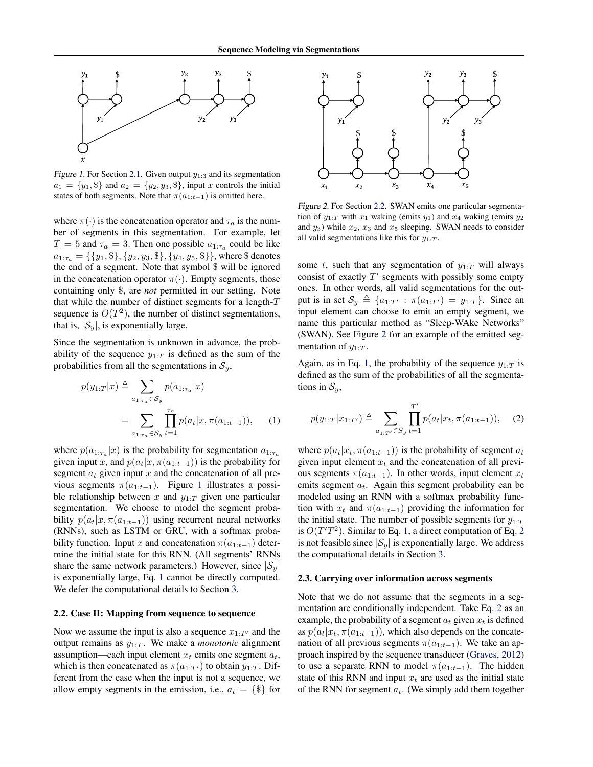Figure 1. For Section 2.1. Given output $y_{1:3}$ and its segmentation $a_1 = \{y_1, \$\}$ and $a_2 = \{y_2, y_3, \$\}$, input $x$ controls the initial states of both segments. Note that $\pi(a_{1:t-1})$ is omitted here.

where $\pi(\cdot)$ is the concatenation operator and $\tau_a$ is the number of segments in this segmentation. For example, let $T = 5$ and $\tau_a = 3$. Then one possible $a_{1:\tau_a}$ could be like $a_{1:\tau_a} = \{\{y_1, \$\}, \{y_2, y_3, \$\}, \{y_4, y_5, \$\}\}$, where \$ denotes the end of a segment. Note that symbol \$ will be ignored in the concatenation operator $\pi(\cdot)$. Empty segments, those containing only \$, are *not* permitted in our setting. Note that while the number of distinct segments for a length-$T$ sequence is $O(T^2)$, the number of distinct segmentations, that is, $|\mathcal{S}_y|$, is exponentially large.

Since the segmentation is unknown in advance, the probability of the sequence $y_{1:T}$ is defined as the sum of the probabilities from all the segmentations in $\mathcal{S}_y$,

$$p(y_{1:T}|x) \triangleq \sum_{a_{1:\tau_a} \in \mathcal{S}_y} p(a_{1:\tau_a}|x)$$

$$= \sum_{a_{1:\tau_a} \in \mathcal{S}_y} \prod_{t=1}^{\tau_a} p(a_t|x, \pi(a_{1:t-1})), \quad (1)$$

where $p(a_{1:\tau_a}|x)$ is the probability for segmentation $a_{1:\tau_a}$ given input $x$, and $p(a_t|x, \pi(a_{1:t-1}))$ is the probability for segment $a_t$ given input $x$ and the concatenation of all previous segments $\pi(a_{1:t-1})$. Figure 1 illustrates a possible relationship between $x$ and $y_{1:T}$ given one particular segmentation. We choose to model the segment probability $p(a_t|x, \pi(a_{1:t-1}))$ using recurrent neural networks (RNNs), such as LSTM or GRU, with a softmax probability function. Input $x$ and concatenation $\pi(a_{1:t-1})$ determine the initial state for this RNN. (All segments' RNNs share the same network parameters.) However, since $|\mathcal{S}_y|$ is exponentially large, Eq. 1 cannot be directly computed. We defer the computational details to Section 3.

### 2.2. Case II: Mapping from sequence to sequence

Now we assume the input is also a sequence $x_{1:T'}$ and the output remains as $y_{1:T}$. We make a *monotonic* alignment assumption—each input element $x_t$ emits one segment $a_t$, which is then concatenated as $\pi(a_{1:T'})$ to obtain $y_{1:T}$. Different from the case when the input is not a sequence, we allow empty segments in the emission, i.e., $a_t = \{\$\}$ for some $t$, such that any segmentation of $y_{1:T}$ will always consist of exactly $T'$ segments with possibly some empty ones. In other words, all valid segmentations for the output is in set $\mathcal{S}_y \triangleq \{a_{1:T'} : \pi(a_{1:T'}) = y_{1:T}\}$. Since an input element can choose to emit an empty segment, we name this particular method as "Sleep-WAke Networks" (SWAN). See Figure 2 for an example of the emitted segmentation of $y_{1:T}$.

Figure 2. For Section 2.2. SWAN emits one particular segmentation of $y_{1:T}$ with $x_1$ waking (emits $y_1$) and $x_4$ waking (emits $y_2$ and $y_3$) while $x_2$, $x_3$ and $x_5$ sleeping. SWAN needs to consider all valid segmentations like this for $y_{1:T}$.

Again, as in Eq. 1, the probability of the sequence $y_{1:T}$ is defined as the sum of the probabilities of all the segmentations in $\mathcal{S}_y$,

$$p(y_{1:T}|x_{1:T'}) \triangleq \sum_{a_{1:T'} \in S_y} \prod_{t=1}^{T'} p(a_t|x_t, \pi(a_{1:t-1})), \quad (2)$$

where $p(a_t|x_t, \pi(a_{1:t-1}))$ is the probability of segment $a_t$ given input element $x_t$ and the concatenation of all previous segments $\pi(a_{1:t-1})$. In other words, input element $x_t$ emits segment $a_t$. Again this segment probability can be modeled using an RNN with a softmax probability function with $x_t$ and $\pi(a_{1:t-1})$ providing the information for the initial state. The number of possible segments for $y_{1:T}$ is $O(T'T^2)$. Similar to Eq. 1, a direct computation of Eq. 2 is not feasible since $|\mathcal{S}_y|$ is exponentially large. We address the computational details in Section 3.

### 2.3. Carrying over information across segments

Note that we do not assume that the segments in a segmentation are conditionally independent. Take Eq. 2 as an example, the probability of a segment $a_t$ given $x_t$ is defined as $p(a_t|x_t, \pi(a_{1:t-1}))$, which also depends on the concatenation of all previous segments $\pi(a_{1:t-1})$. We take an approach inspired by the sequence transducer (Graves, 2012) to use a separate RNN to model $\pi(a_{1:t-1})$. The hidden state of this RNN and input $x_t$ are used as the initial state of the RNN for segment $a_t$. (We simply add them together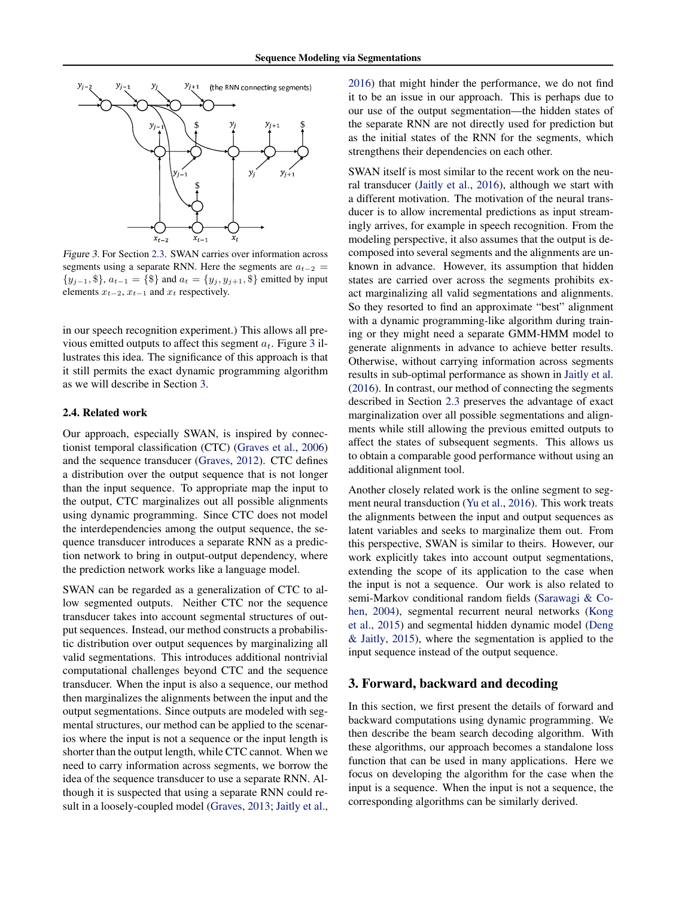Figure 3. For Section 2.3. SWAN carries over information across segments using a separate RNN. Here the segments are $a_{t-2} = \{y_{j-1}, \$\}$, $a_{t-1} = \{\$\}$ and $a_t = \{y_j, y_{j+1}, \$\}$ emitted by input elements $x_{t-2}$, $x_{t-1}$ and $x_t$ respectively.

in our speech recognition experiment.) This allows all previous emitted outputs to affect this segment $a_t$. Figure 3 illustrates this idea. The significance of this approach is that it still permits the exact dynamic programming algorithm as we will describe in Section 3.

### 2.4. Related work

Our approach, especially SWAN, is inspired by connectionist temporal classification (CTC) (Graves et al., 2006) and the sequence transducer (Graves, 2012). CTC defines a distribution over the output sequence that is not longer than the input sequence. To appropriate map the input to the output, CTC marginalizes out all possible alignments using dynamic programming. Since CTC does not model the interdependencies among the output sequence, the sequence transducer introduces a separate RNN as a prediction network to bring in output-output dependency, where the prediction network works like a language model.

SWAN can be regarded as a generalization of CTC to allow segmented outputs. Neither CTC nor the sequence transducer takes into account segmental structures of output sequences. Instead, our method constructs a probabilistic distribution over output sequences by marginalizing all valid segmentations. This introduces additional nontrivial computational challenges beyond CTC and the sequence transducer. When the input is also a sequence, our method then marginalizes the alignments between the input and the output segmentations. Since outputs are modeled with segmental structures, our method can be applied to the scenarios where the input is not a sequence or the input length is shorter than the output length, while CTC cannot. When we need to carry information across segments, we borrow the idea of the sequence transducer to use a separate RNN. Although it is suspected that using a separate RNN could result in a loosely-coupled model (Graves, 2013; Jaitly et al., 2016) that might hinder the performance, we do not find it to be an issue in our approach. This is perhaps due to our use of the output segmentation—the hidden states of the separate RNN are not directly used for prediction but as the initial states of the RNN for the segments, which strengthens their dependencies on each other.

SWAN itself is most similar to the recent work on the neural transducer (Jaitly et al., 2016), although we start with a different motivation. The motivation of the neural transducer is to allow incremental predictions as input streamingly arrives, for example in speech recognition. From the modeling perspective, it also assumes that the output is decomposed into several segments and the alignments are unknown in advance. However, its assumption that hidden states are carried over across the segments prohibits exact marginalizing all valid segmentations and alignments. So they resorted to find an approximate "best" alignment with a dynamic programming-like algorithm during training or they might need a separate GMM-HMM model to generate alignments in advance to achieve better results. Otherwise, without carrying information across segments results in sub-optimal performance as shown in Jaitly et al. (2016). In contrast, our method of connecting the segments described in Section 2.3 preserves the advantage of exact marginalization over all possible segmentations and alignments while still allowing the previous emitted outputs to affect the states of subsequent segments. This allows us to obtain a comparable good performance without using an additional alignment tool.

Another closely related work is the online segment to segment neural transduction (Yu et al., 2016). This work treats the alignments between the input and output sequences as latent variables and seeks to marginalize them out. From this perspective, SWAN is similar to theirs. However, our work explicitly takes into account output segmentations, extending the scope of its application to the case when the input is not a sequence. Our work is also related to semi-Markov conditional random fields (Sarawagi & Cohen, 2004), segmental recurrent neural networks (Kong et al., 2015) and segmental hidden dynamic model (Deng & Jaitly, 2015), where the segmentation is applied to the input sequence instead of the output sequence.

## 3. Forward, backward and decoding

In this section, we first present the details of forward and backward computations using dynamic programming. We then describe the beam search decoding algorithm. With these algorithms, our approach becomes a standalone loss function that can be used in many applications. Here we focus on developing the algorithm for the case when the input is a sequence. When the input is not a sequence, the corresponding algorithms can be similarly derived.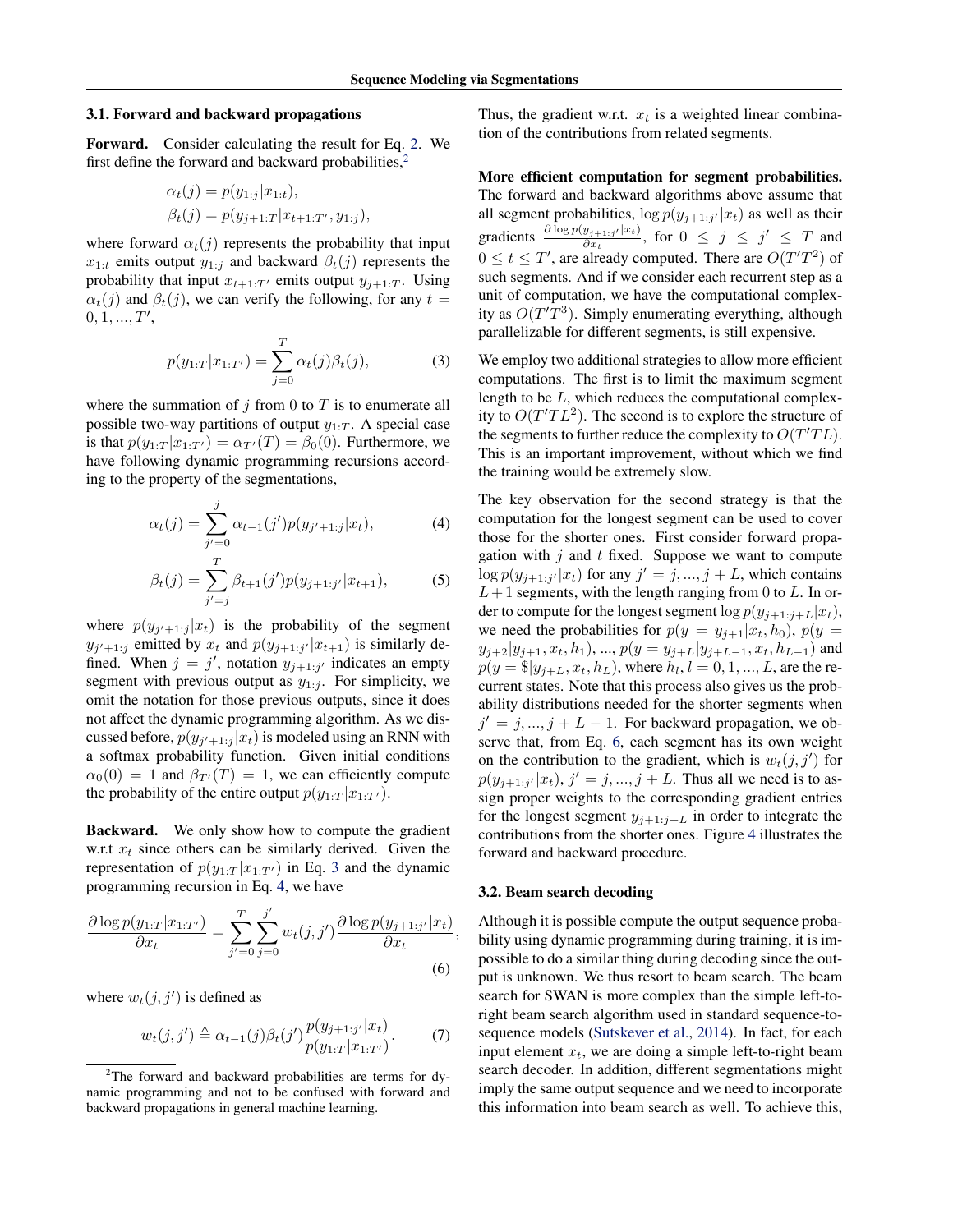### 3.1. Forward and backward propagations

**Forward.** Consider calculating the result for Eq. 2. We first define the forward and backward probabilities,[2]

$$\alpha_t(j) = p(y_{1:j}|x_{1:t}),$$
$$\beta_t(j) = p(y_{j+1:T}|x_{t+1:T'}, y_{1:j}),$$

where forward $\alpha_t(j)$ represents the probability that input $x_{1:t}$ emits output $y_{1:j}$ and backward $\beta_t(j)$ represents the probability that input $x_{t+1:T'}$ emits output $y_{j+1:T}$. Using $\alpha_t(j)$ and $\beta_t(j)$, we can verify the following, for any $t = 0, 1, ..., T'$,

$$p(y_{1:T}|x_{1:T'}) = \sum_{j=0}^{T} \alpha_t(j)\beta_t(j), \quad (3)$$

where the summation of $j$ from 0 to $T$ is to enumerate all possible two-way partitions of output $y_{1:T}$. A special case is that $p(y_{1:T}|x_{1:T'}) = \alpha_{T'}(T) = \beta_0(0)$. Furthermore, we have following dynamic programming recursions according to the property of the segmentations,

$$\alpha_t(j) = \sum_{j'=0}^{j} \alpha_{t-1}(j')p(y_{j'+1:j}|x_t), \quad (4)$$

$$\beta_t(j) = \sum_{j'=j}^{T} \beta_{t+1}(j')p(y_{j+1:j'}|x_{t+1}), \quad (5)$$

where $p(y_{j'+1:j}|x_t)$ is the probability of the segment $y_{j'+1:j}$ emitted by $x_t$ and $p(y_{j+1:j'}|x_{t+1})$ is similarly defined. When $j = j'$, notation $y_{j+1:j'}$ indicates an empty segment with previous output as $y_{1:j}$. For simplicity, we omit the notation for those previous outputs, since it does not affect the dynamic programming algorithm. As we discussed before, $p(y_{j'+1:j}|x_t)$ is modeled using an RNN with a softmax probability function. Given initial conditions $\alpha_0(0) = 1$ and $\beta_{T'}(T) = 1$, we can efficiently compute the probability of the entire output $p(y_{1:T}|x_{1:T'})$.

**Backward.** We only show how to compute the gradient w.r.t $x_t$ since others can be similarly derived. Given the representation of $p(y_{1:T}|x_{1:T'})$ in Eq. 3 and the dynamic programming recursion in Eq. 4, we have

$$\frac{\partial \log p(y_{1:T}|x_{1:T'})}{\partial x_t} = \sum_{j'=0}^{T}\sum_{j=0}^{j'} w_t(j, j')\frac{\partial \log p(y_{j+1:j'}|x_t)}{\partial x_t}, \quad (6)$$

where $w_t(j, j')$ is defined as

$$w_t(j, j') \triangleq \alpha_{t-1}(j)\beta_t(j')\frac{p(y_{j+1:j'}|x_t)}{p(y_{1:T}|x_{1:T'})}. \quad (7)$$

[2] The forward and backward probabilities are terms for dynamic programming and not to be confused with forward and backward propagations in general machine learning.

Thus, the gradient w.r.t. $x_t$ is a weighted linear combination of the contributions from related segments.

**More efficient computation for segment probabilities.** The forward and backward algorithms above assume that all segment probabilities, $\log p(y_{j+1:j'}|x_t)$ as well as their gradients $\frac{\partial \log p(y_{j+1:j'}|x_t)}{\partial x_t}$, for $0 \leq j \leq j' \leq T$ and $0 \leq t \leq T'$, are already computed. There are $O(T'T^2)$ of such segments. And if we consider each recurrent step as a unit of computation, we have the computational complexity as $O(T'T^3)$. Simply enumerating everything, although parallelizable for different segments, is still expensive.

We employ two additional strategies to allow more efficient computations. The first is to limit the maximum segment length to be $L$, which reduces the computational complexity to $O(T'TL^2)$. The second is to explore the structure of the segments to further reduce the complexity to $O(T'TL)$. This is an important improvement, without which we find the training would be extremely slow.

The key observation for the second strategy is that the computation for the longest segment can be used to cover those for the shorter ones. First consider forward propagation with $j$ and $t$ fixed. Suppose we want to compute $\log p(y_{j+1:j'}|x_t)$ for any $j' = j, ..., j + L$, which contains $L+1$ segments, with the length ranging from 0 to $L$. In order to compute for the longest segment $\log p(y_{j+1:j+L}|x_t)$, we need the probabilities for $p(y = y_{j+1}|x_t, h_0)$, $p(y = y_{j+2}|y_{j+1}, x_t, h_1)$, ..., $p(y = y_{j+L}|y_{j+L-1}, x_t, h_{L-1})$ and $p(y = \$|y_{j+L}, x_t, h_L)$, where $h_l, l = 0, 1, ..., L$, are the recurrent states. Note that this process also gives us the probability distributions needed for the shorter segments when $j' = j, ..., j + L - 1$. For backward propagation, we observe that, from Eq. 6, each segment has its own weight on the contribution to the gradient, which is $w_t(j, j')$ for $p(y_{j+1:j'}|x_t)$, $j' = j, ..., j + L$. Thus all we need is to assign proper weights to the corresponding gradient entries for the longest segment $y_{j+1:j+L}$ in order to integrate the contributions from the shorter ones. Figure 4 illustrates the forward and backward procedure.

### 3.2. Beam search decoding

Although it is possible compute the output sequence probability using dynamic programming during training, it is impossible to do a similar thing during decoding since the output is unknown. We thus resort to beam search. The beam search for SWAN is more complex than the simple left-to-right beam search algorithm used in standard sequence-to-sequence models (Sutskever et al., 2014). In fact, for each input element $x_t$, we are doing a simple left-to-right beam search decoder. In addition, different segmentations might imply the same output sequence and we need to incorporate this information into beam search as well. To achieve this,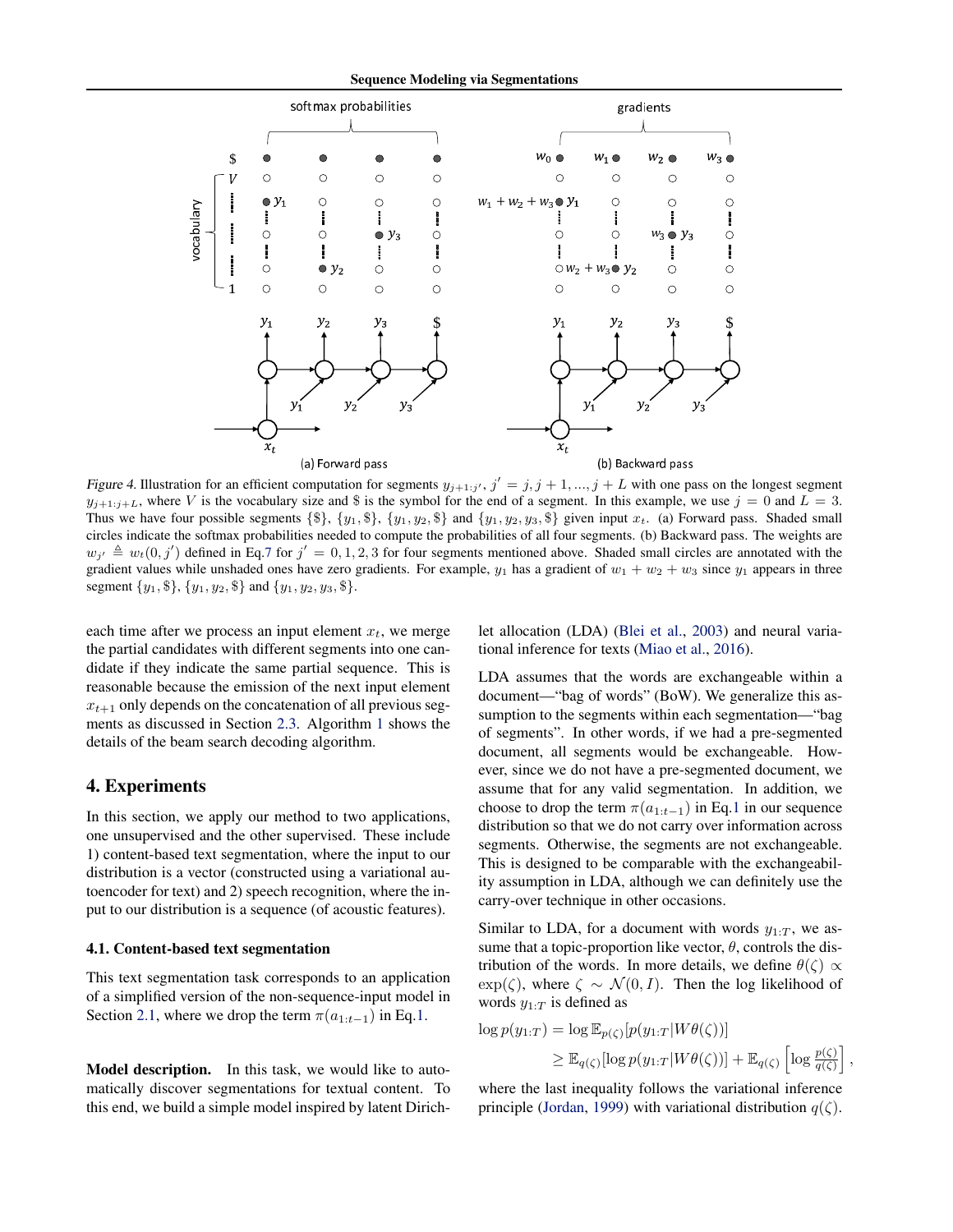*Figure 4.* Illustration for an efficient computation for segments $y_{j+1:j'}$, $j' = j, j+1, ..., j+L$ with one pass on the longest segment $y_{j+1:j+L}$, where $V$ is the vocabulary size and \$ is the symbol for the end of a segment. In this example, we use $j = 0$ and $L = 3$. Thus we have four possible segments $\{\$\}$, $\{y_1, \$\}$, $\{y_1, y_2, \$\}$ and $\{y_1, y_2, y_3, \$\}$ given input $x_t$. (a) Forward pass. Shaded small circles indicate the softmax probabilities needed to compute the probabilities of all four segments. (b) Backward pass. The weights are $w_{j'} \triangleq w_t(0, j')$ defined in Eq.7 for $j' = 0, 1, 2, 3$ for four segments mentioned above. Shaded small circles are annotated with the gradient values while unshaded ones have zero gradients. For example, $y_1$ has a gradient of $w_1 + w_2 + w_3$ since $y_1$ appears in three segment $\{y_1, \$\}$, $\{y_1, y_2, \$\}$ and $\{y_1, y_2, y_3, \$\}$.

each time after we process an input element $x_t$, we merge the partial candidates with different segments into one candidate if they indicate the same partial sequence. This is reasonable because the emission of the next input element $x_{t+1}$ only depends on the concatenation of all previous segments as discussed in Section 2.3. Algorithm 1 shows the details of the beam search decoding algorithm.

## 4. Experiments

In this section, we apply our method to two applications, one unsupervised and the other supervised. These include 1) content-based text segmentation, where the input to our distribution is a vector (constructed using a variational autoencoder for text) and 2) speech recognition, where the input to our distribution is a sequence (of acoustic features).

### 4.1. Content-based text segmentation

This text segmentation task corresponds to an application of a simplified version of the non-sequence-input model in Section 2.1, where we drop the term $\pi(a_{1:t-1})$ in Eq.1.

**Model description.** In this task, we would like to automatically discover segmentations for textual content. To this end, we build a simple model inspired by latent Dirichlet allocation (LDA) (Blei et al., 2003) and neural variational inference for texts (Miao et al., 2016).

LDA assumes that the words are exchangeable within a document—"bag of words" (BoW). We generalize this assumption to the segments within each segmentation—"bag of segments". In other words, if we had a pre-segmented document, all segments would be exchangeable. However, since we do not have a pre-segmented document, we assume that for any valid segmentation. In addition, we choose to drop the term $\pi(a_{1:t-1})$ in Eq.1 in our sequence distribution so that we do not carry over information across segments. Otherwise, the segments are not exchangeable. This is designed to be comparable with the exchangeability assumption in LDA, although we can definitely use the carry-over technique in other occasions.

Similar to LDA, for a document with words $y_{1:T}$, we assume that a topic-proportion like vector, $\theta$, controls the distribution of the words. In more details, we define $\theta(\zeta) \propto \exp(\zeta)$, where $\zeta \sim \mathcal{N}(0, I)$. Then the log likelihood of words $y_{1:T}$ is defined as

$$
\begin{aligned}
\log p(y_{1:T}) &= \log \mathbb{E}_{p(\zeta)}[p(y_{1:T}|W\theta(\zeta))] \\
&\geq \mathbb{E}_{q(\zeta)}[\log p(y_{1:T}|W\theta(\zeta))] + \mathbb{E}_{q(\zeta)}\left[\log \frac{p(\zeta)}{q(\zeta)}\right],
\end{aligned}
$$

where the last inequality follows the variational inference principle (Jordan, 1999) with variational distribution $q(\zeta)$.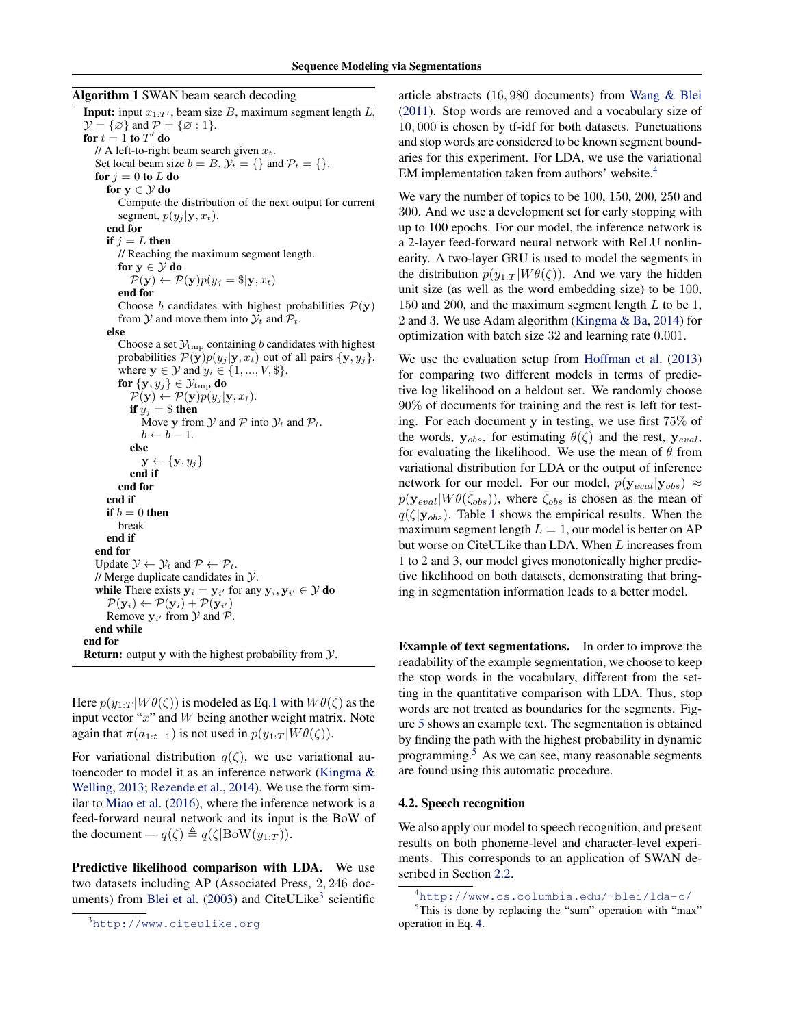**Algorithm 1** SWAN beam search decoding

```
Input: input x_{1:T'}, beam size B, maximum segment length L,
  Y = {∅} and P = {∅ : 1}.
for t = 1 to T' do
  // A left-to-right beam search given x_t.
  Set local beam size b = B, Y_t = {} and P_t = {}.
  for j = 0 to L do
    for y ∈ Y do
      Compute the distribution of the next output for current
      segment, p(y_j | y, x_t).
    end for
    if j = L then
      // Reaching the maximum segment length.
      for y ∈ Y do
        P(y) ← P(y) p(y_j = $ | y, x_t)
      end for
      Choose b candidates with highest probabilities P(y)
      from Y and move them into Y_t and P_t.
    else
      Choose a set Y_tmp containing b candidates with highest
      probabilities P(y) p(y_j | y, x_t) out of all pairs {y, y_j},
      where y ∈ Y and y_i ∈ {1, ..., V, $}.
      for {y, y_j} ∈ Y_tmp do
        P(y) ← P(y) p(y_j | y, x_t).
        if y_j = $ then
          Move y from Y and P into Y_t and P_t.
          b ← b − 1.
        else
          y ← {y, y_j}
        end if
      end for
    end if
    if b = 0 then
      break
    end if
  end for
  Update Y ← Y_t and P ← P_t.
  // Merge duplicate candidates in Y.
  while There exists y_i = y_i' for any y_i, y_i' ∈ Y do
    P(y_i) ← P(y_i) + P(y_i')
    Remove y_i' from Y and P.
  end while
end for
Return: output y with the highest probability from Y.
```

Here $p(y_{1:T}|W\theta(\zeta))$ is modeled as Eq.1 with $W\theta(\zeta)$ as the input vector "$x$" and $W$ being another weight matrix. Note again that $\pi(a_{1:t-1})$ is not used in $p(y_{1:T}|W\theta(\zeta))$.

For variational distribution $q(\zeta)$, we use variational autoencoder to model it as an inference network (Kingma & Welling, 2013; Rezende et al., 2014). We use the form similar to Miao et al. (2016), where the inference network is a feed-forward neural network and its input is the BoW of the document — $q(\zeta) \triangleq q(\zeta|\text{BoW}(y_{1:T}))$.

**Predictive likelihood comparison with LDA.** We use two datasets including AP (Associated Press, 2,246 documents) from Blei et al. (2003) and CiteULike[3] scientific article abstracts (16,980 documents) from Wang & Blei (2011). Stop words are removed and a vocabulary size of 10,000 is chosen by tf-idf for both datasets. Punctuations and stop words are considered to be known segment boundaries for this experiment. For LDA, we use the variational EM implementation taken from authors' website.[4]

We vary the number of topics to be 100, 150, 200, 250 and 300. And we use a development set for early stopping with up to 100 epochs. For our model, the inference network is a 2-layer feed-forward neural network with ReLU nonlinearity. A two-layer GRU is used to model the segments in the distribution $p(y_{1:T}|W\theta(\zeta))$. And we vary the hidden unit size (as well as the word embedding size) to be 100, 150 and 200, and the maximum segment length $L$ to be 1, 2 and 3. We use Adam algorithm (Kingma & Ba, 2014) for optimization with batch size 32 and learning rate 0.001.

We use the evaluation setup from Hoffman et al. (2013) for comparing two different models in terms of predictive log likelihood on a heldout set. We randomly choose 90% of documents for training and the rest is left for testing. For each document $\mathbf{y}$ in testing, we use first 75% of the words, $\mathbf{y}_{obs}$, for estimating $\theta(\zeta)$ and the rest, $\mathbf{y}_{eval}$, for evaluating the likelihood. We use the mean of $\theta$ from variational distribution for LDA or the output of inference network for our model. For our model, $p(\mathbf{y}_{eval}|\mathbf{y}_{obs}) \approx p(\mathbf{y}_{eval}|W\theta(\bar{\zeta}_{obs}))$, where $\bar{\zeta}_{obs}$ is chosen as the mean of $q(\zeta|\mathbf{y}_{obs})$. Table 1 shows the empirical results. When the maximum segment length $L = 1$, our model is better on AP but worse on CiteULike than LDA. When $L$ increases from 1 to 2 and 3, our model gives monotonically higher predictive likelihood on both datasets, demonstrating that bringing in segmentation information leads to a better model.

**Example of text segmentations.** In order to improve the readability of the example segmentation, we choose to keep the stop words in the vocabulary, different from the setting in the quantitative comparison with LDA. Thus, stop words are not treated as boundaries for the segments. Figure 5 shows an example text. The segmentation is obtained by finding the path with the highest probability in dynamic programming.[5] As we can see, many reasonable segments are found using this automatic procedure.

### 4.2. Speech recognition

We also apply our model to speech recognition, and present results on both phoneme-level and character-level experiments. This corresponds to an application of SWAN described in Section 2.2.

[3] http://www.citeulike.org

[4] http://www.cs.columbia.edu/~blei/lda-c/

[5] This is done by replacing the "sum" operation with "max" operation in Eq. 4.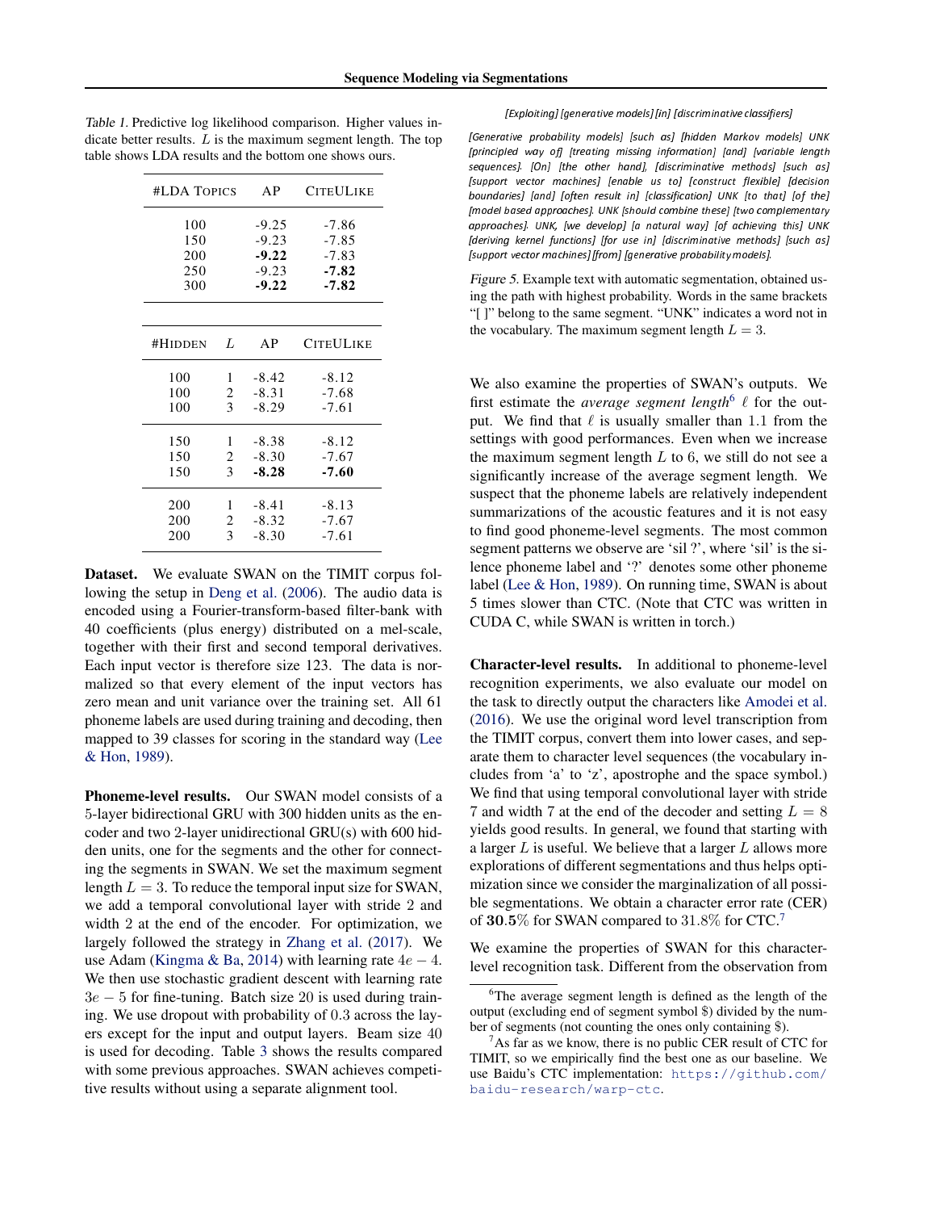Table 1. Predictive log likelihood comparison. Higher values indicate better results. $L$ is the maximum segment length. The top table shows LDA results and the bottom one shows ours.

| #LDA Topics | AP | CiteULike |
|---|---|---|
| 100 | -9.25 | -7.86 |
| 150 | -9.23 | -7.85 |
| 200 | **-9.22** | -7.83 |
| 250 | -9.23 | **-7.82** |
| 300 | **-9.22** | **-7.82** |

| #Hidden | $L$ | AP | CiteULike |
|---|---|---|---|
| 100 | 1 | -8.42 | -8.12 |
| 100 | 2 | -8.31 | -7.68 |
| 100 | 3 | -8.29 | -7.61 |
| 150 | 1 | -8.38 | -8.12 |
| 150 | 2 | -8.30 | -7.67 |
| 150 | 3 | **-8.28** | **-7.60** |
| 200 | 1 | -8.41 | -8.13 |
| 200 | 2 | -8.32 | -7.67 |
| 200 | 3 | -8.30 | -7.61 |

**Dataset.** We evaluate SWAN on the TIMIT corpus following the setup in Deng et al. (2006). The audio data is encoded using a Fourier-transform-based filter-bank with 40 coefficients (plus energy) distributed on a mel-scale, together with their first and second temporal derivatives. Each input vector is therefore size 123. The data is normalized so that every element of the input vectors has zero mean and unit variance over the training set. All 61 phoneme labels are used during training and decoding, then mapped to 39 classes for scoring in the standard way (Lee & Hon, 1989).

**Phoneme-level results.** Our SWAN model consists of a 5-layer bidirectional GRU with 300 hidden units as the encoder and two 2-layer unidirectional GRU(s) with 600 hidden units, one for the segments and the other for connecting the segments in SWAN. We set the maximum segment length $L = 3$. To reduce the temporal input size for SWAN, we add a temporal convolutional layer with stride 2 and width 2 at the end of the encoder. For optimization, we largely followed the strategy in Zhang et al. (2017). We use Adam (Kingma & Ba, 2014) with learning rate $4e-4$. We then use stochastic gradient descent with learning rate $3e-5$ for fine-tuning. Batch size 20 is used during training. We use dropout with probability of 0.3 across the layers except for the input and output layers. Beam size 40 is used for decoding. Table 3 shows the results compared with some previous approaches. SWAN achieves competitive results without using a separate alignment tool.

*[Exploiting] [generative models] [in] [discriminative classifiers]*

*[Generative probability models] [such as] [hidden Markov models] UNK [principled way of] [treating missing information] [and] [variable length sequences]. [On] [the other hand], [discriminative methods] [such as] [support vector machines] [enable us to] [construct flexible] [decision boundaries] [and] [often result in] [classification] UNK [to that] [of the] [model based approaches]. UNK [should combine these] [two complementary approaches]. UNK, [we develop] [a natural way] [of achieving this] UNK [deriving kernel functions] [for use in] [discriminative methods] [such as] [support vector machines] [from] [generative probability models].*

Figure 5. Example text with automatic segmentation, obtained using the path with highest probability. Words in the same brackets "[ ]" belong to the same segment. "UNK" indicates a word not in the vocabulary. The maximum segment length $L = 3$.

We also examine the properties of SWAN's outputs. We first estimate the *average segment length*[6] $\ell$ for the output. We find that $\ell$ is usually smaller than 1.1 from the settings with good performances. Even when we increase the maximum segment length $L$ to 6, we still do not see a significantly increase of the average segment length. We suspect that the phoneme labels are relatively independent summarizations of the acoustic features and it is not easy to find good phoneme-level segments. The most common segment patterns we observe are 'sil ?', where 'sil' is the silence phoneme label and '?' denotes some other phoneme label (Lee & Hon, 1989). On running time, SWAN is about 5 times slower than CTC. (Note that CTC was written in CUDA C, while SWAN is written in torch.)

**Character-level results.** In additional to phoneme-level recognition experiments, we also evaluate our model on the task to directly output the characters like Amodei et al. (2016). We use the original word level transcription from the TIMIT corpus, convert them into lower cases, and separate them to character level sequences (the vocabulary includes from 'a' to 'z', apostrophe and the space symbol.) We find that using temporal convolutional layer with stride 7 and width 7 at the end of the decoder and setting $L = 8$ yields good results. In general, we found that starting with a larger $L$ is useful. We believe that a larger $L$ allows more explorations of different segmentations and thus helps optimization since we consider the marginalization of all possible segmentations. We obtain a character error rate (CER) of **30.5**% for SWAN compared to 31.8% for CTC.[7]

We examine the properties of SWAN for this character-level recognition task. Different from the observation from

[6] The average segment length is defined as the length of the output (excluding end of segment symbol \$) divided by the number of segments (not counting the ones only containing \$).

[7] As far as we know, there is no public CER result of CTC for TIMIT, so we empirically find the best one as our baseline. We use Baidu's CTC implementation: https://github.com/baidu-research/warp-ctc.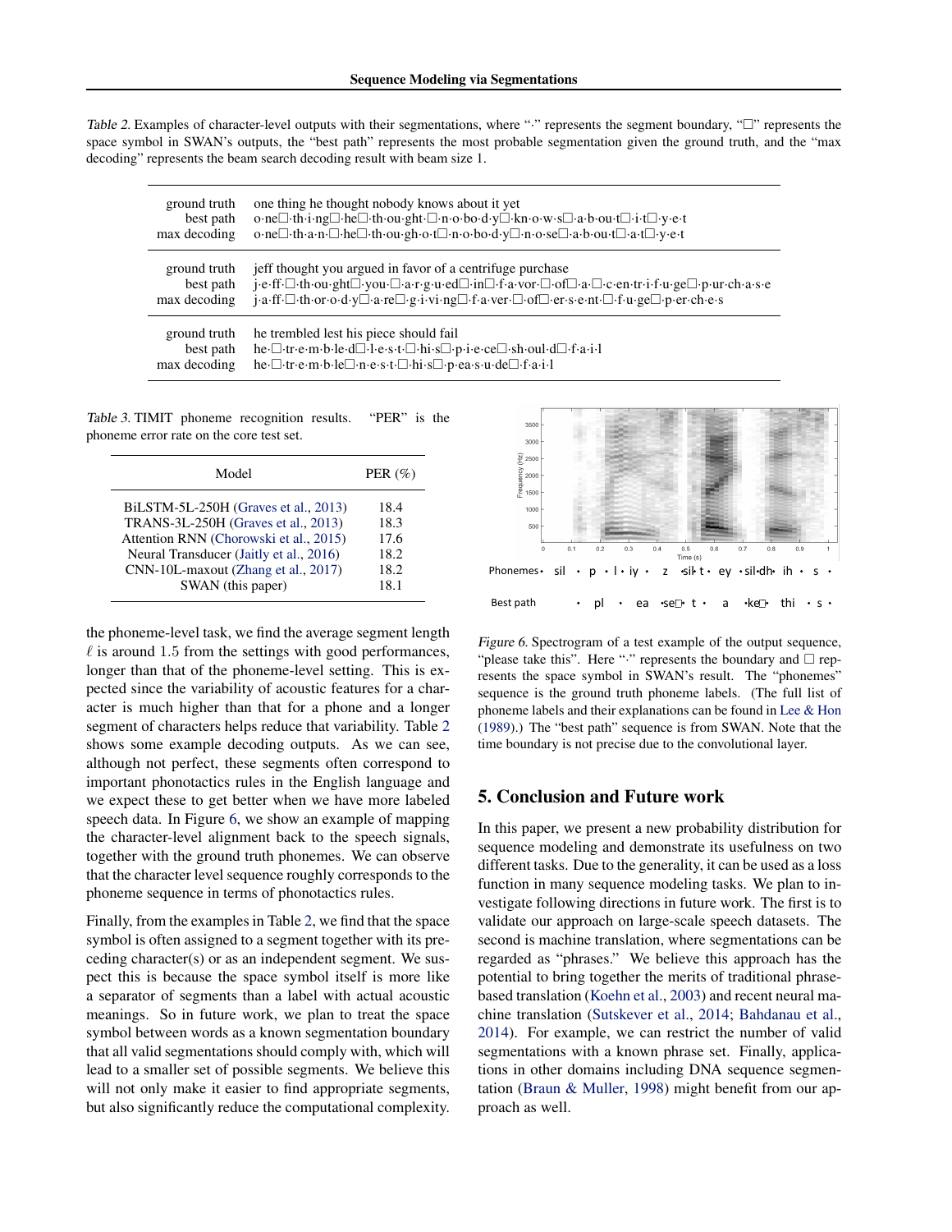Table 2. Examples of character-level outputs with their segmentations, where "·" represents the segment boundary, "□" represents the space symbol in SWAN's outputs, the "best path" represents the most probable segmentation given the ground truth, and the "max decoding" represents the beam search decoding result with beam size 1.

| | |
|---|---|
| ground truth | one thing he thought nobody knows about it yet |
| best path | o·ne□·th·i·ng□·he□·th·ou·ght·□·n·o·bo·d·y□·kn·o·w·s□·a·b·ou·t□·i·t□·y·e·t |
| max decoding | o·ne□·th·a·n·□·he□·th·ou·gh·o·t□·n·o·bo·d·y□·n·o·se□·a·b·ou·t□·a·t□·y·e·t |
| ground truth | jeff thought you argued in favor of a centrifuge purchase |
| best path | j·e·ff·□·th·ou·ght□·you·□·a·r·g·u·ed□·in□·f·a·vor·□·of□·a·□·c·en·tr·i·f·u·ge□·p·ur·ch·a·s·e |
| max decoding | j·a·ff·□·th·or·o·d·y□·a·re□·g·i·vi·ng□·f·a·ver·□·of□·er·s·e·nt·□·f·u·ge□·p·er·ch·e·s |
| ground truth | he trembled lest his piece should fail |
| best path | he·□·tr·e·m·b·le·d□·l·e·s·t·□·hi·s□·p·i·e·ce□·sh·oul·d□·f·a·i·l |
| max decoding | he·□·tr·e·m·b·le□·n·e·s·t·□·hi·s□·p·ea·s·u·de□·f·a·i·l |

Table 3. TIMIT phoneme recognition results. "PER" is the phoneme error rate on the core test set.

| Model | PER (%) |
|---|---|
| BiLSTM-5L-250H (Graves et al., 2013) | 18.4 |
| TRANS-3L-250H (Graves et al., 2013) | 18.3 |
| Attention RNN (Chorowski et al., 2015) | 17.6 |
| Neural Transducer (Jaitly et al., 2016) | 18.2 |
| CNN-10L-maxout (Zhang et al., 2017) | 18.2 |
| SWAN (this paper) | 18.1 |

the phoneme-level task, we find the average segment length $\ell$ is around 1.5 from the settings with good performances, longer than that of the phoneme-level setting. This is expected since the variability of acoustic features for a character is much higher than that for a phone and a longer segment of characters helps reduce that variability. Table 2 shows some example decoding outputs. As we can see, although not perfect, these segments often correspond to important phonotactics rules in the English language and we expect these to get better when we have more labeled speech data. In Figure 6, we show an example of mapping the character-level alignment back to the speech signals, together with the ground truth phonemes. We can observe that the character level sequence roughly corresponds to the phoneme sequence in terms of phonotactics rules.

Finally, from the examples in Table 2, we find that the space symbol is often assigned to a segment together with its preceding character(s) or as an independent segment. We suspect this is because the space symbol itself is more like a separator of segments than a label with actual acoustic meanings. So in future work, we plan to treat the space symbol between words as a known segmentation boundary that all valid segmentations should comply with, which will lead to a smaller set of possible segments. We believe this will not only make it easier to find appropriate segments, but also significantly reduce the computational complexity.

Figure 6. Spectrogram of a test example of the output sequence, "please take this". Here "·" represents the boundary and □ represents the space symbol in SWAN's result. The "phonemes" sequence is the ground truth phoneme labels. (The full list of phoneme labels and their explanations can be found in Lee & Hon (1989).) The "best path" sequence is from SWAN. Note that the time boundary is not precise due to the convolutional layer.

## 5. Conclusion and Future work

In this paper, we present a new probability distribution for sequence modeling and demonstrate its usefulness on two different tasks. Due to the generality, it can be used as a loss function in many sequence modeling tasks. We plan to investigate following directions in future work. The first is to validate our approach on large-scale speech datasets. The second is machine translation, where segmentations can be regarded as "phrases." We believe this approach has the potential to bring together the merits of traditional phrase-based translation (Koehn et al., 2003) and recent neural machine translation (Sutskever et al., 2014; Bahdanau et al., 2014). For example, we can restrict the number of valid segmentations with a known phrase set. Finally, applications in other domains including DNA sequence segmentation (Braun & Muller, 1998) might benefit from our approach as well.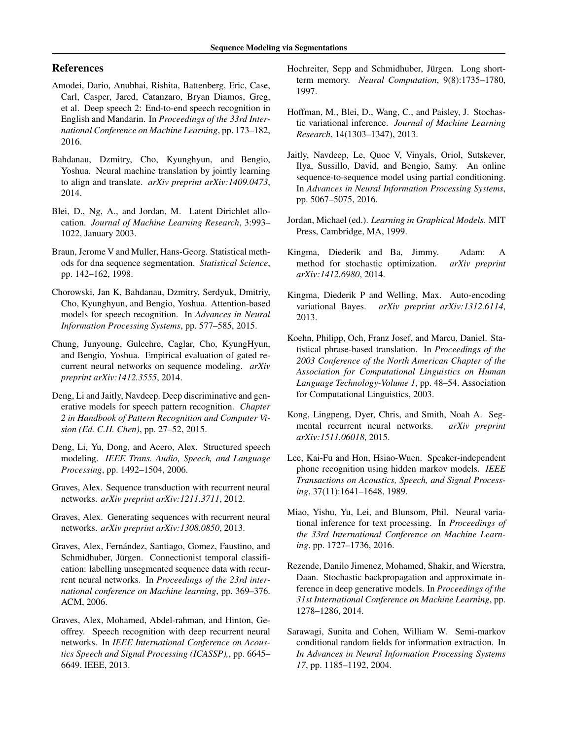## References

Amodei, Dario, Anubhai, Rishita, Battenberg, Eric, Case, Carl, Casper, Jared, Catanzaro, Bryan Diamos, Greg, et al. Deep speech 2: End-to-end speech recognition in English and Mandarin. In *Proceedings of the 33rd International Conference on Machine Learning*, pp. 173–182, 2016.

Bahdanau, Dzmitry, Cho, Kyunghyun, and Bengio, Yoshua. Neural machine translation by jointly learning to align and translate. *arXiv preprint arXiv:1409.0473*, 2014.

Blei, D., Ng, A., and Jordan, M. Latent Dirichlet allocation. *Journal of Machine Learning Research*, 3:993–1022, January 2003.

Braun, Jerome V and Muller, Hans-Georg. Statistical methods for dna sequence segmentation. *Statistical Science*, pp. 142–162, 1998.

Chorowski, Jan K, Bahdanau, Dzmitry, Serdyuk, Dmitriy, Cho, Kyunghyun, and Bengio, Yoshua. Attention-based models for speech recognition. In *Advances in Neural Information Processing Systems*, pp. 577–585, 2015.

Chung, Junyoung, Gulcehre, Caglar, Cho, KyungHyun, and Bengio, Yoshua. Empirical evaluation of gated recurrent neural networks on sequence modeling. *arXiv preprint arXiv:1412.3555*, 2014.

Deng, Li and Jaitly, Navdeep. Deep discriminative and generative models for speech pattern recognition. *Chapter 2 in Handbook of Pattern Recognition and Computer Vision (Ed. C.H. Chen)*, pp. 27–52, 2015.

Deng, Li, Yu, Dong, and Acero, Alex. Structured speech modeling. *IEEE Trans. Audio, Speech, and Language Processing*, pp. 1492–1504, 2006.

Graves, Alex. Sequence transduction with recurrent neural networks. *arXiv preprint arXiv:1211.3711*, 2012.

Graves, Alex. Generating sequences with recurrent neural networks. *arXiv preprint arXiv:1308.0850*, 2013.

Graves, Alex, Fernández, Santiago, Gomez, Faustino, and Schmidhuber, Jürgen. Connectionist temporal classification: labelling unsegmented sequence data with recurrent neural networks. In *Proceedings of the 23rd international conference on Machine learning*, pp. 369–376. ACM, 2006.

Graves, Alex, Mohamed, Abdel-rahman, and Hinton, Geoffrey. Speech recognition with deep recurrent neural networks. In *IEEE International Conference on Acoustics Speech and Signal Processing (ICASSP),*, pp. 6645–6649. IEEE, 2013.

Hochreiter, Sepp and Schmidhuber, Jürgen. Long short-term memory. *Neural Computation*, 9(8):1735–1780, 1997.

Hoffman, M., Blei, D., Wang, C., and Paisley, J. Stochastic variational inference. *Journal of Machine Learning Research*, 14(1303–1347), 2013.

Jaitly, Navdeep, Le, Quoc V, Vinyals, Oriol, Sutskever, Ilya, Sussillo, David, and Bengio, Samy. An online sequence-to-sequence model using partial conditioning. In *Advances in Neural Information Processing Systems*, pp. 5067–5075, 2016.

Jordan, Michael (ed.). *Learning in Graphical Models*. MIT Press, Cambridge, MA, 1999.

Kingma, Diederik and Ba, Jimmy. Adam: A method for stochastic optimization. *arXiv preprint arXiv:1412.6980*, 2014.

Kingma, Diederik P and Welling, Max. Auto-encoding variational Bayes. *arXiv preprint arXiv:1312.6114*, 2013.

Koehn, Philipp, Och, Franz Josef, and Marcu, Daniel. Statistical phrase-based translation. In *Proceedings of the 2003 Conference of the North American Chapter of the Association for Computational Linguistics on Human Language Technology-Volume 1*, pp. 48–54. Association for Computational Linguistics, 2003.

Kong, Lingpeng, Dyer, Chris, and Smith, Noah A. Segmental recurrent neural networks. *arXiv preprint arXiv:1511.06018*, 2015.

Lee, Kai-Fu and Hon, Hsiao-Wuen. Speaker-independent phone recognition using hidden markov models. *IEEE Transactions on Acoustics, Speech, and Signal Processing*, 37(11):1641–1648, 1989.

Miao, Yishu, Yu, Lei, and Blunsom, Phil. Neural variational inference for text processing. In *Proceedings of the 33rd International Conference on Machine Learning*, pp. 1727–1736, 2016.

Rezende, Danilo Jimenez, Mohamed, Shakir, and Wierstra, Daan. Stochastic backpropagation and approximate inference in deep generative models. In *Proceedings of the 31st International Conference on Machine Learning*, pp. 1278–1286, 2014.

Sarawagi, Sunita and Cohen, William W. Semi-markov conditional random fields for information extraction. In *In Advances in Neural Information Processing Systems 17*, pp. 1185–1192, 2004.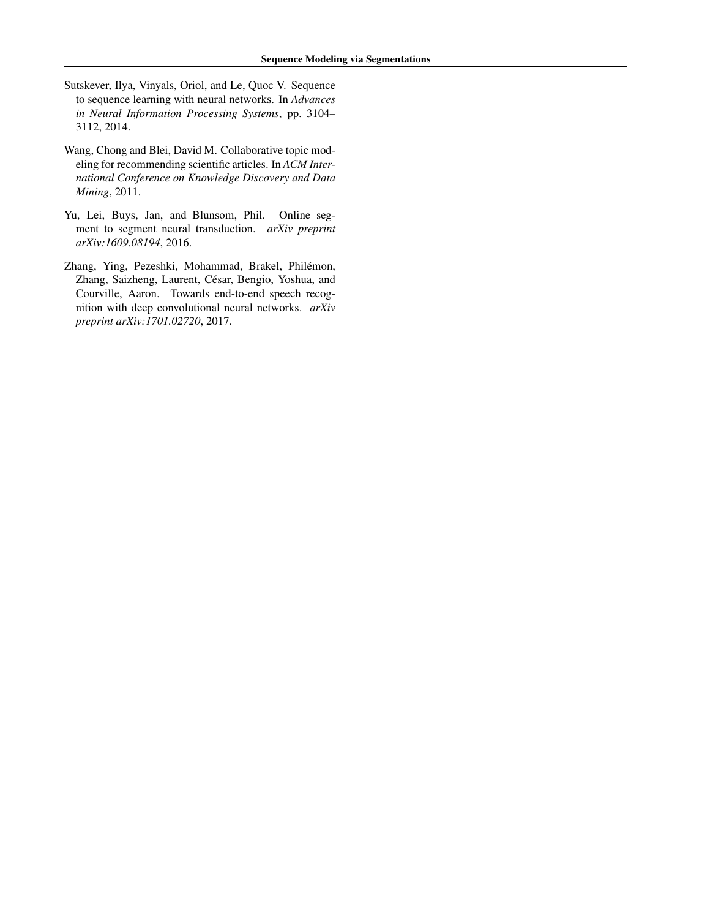Sutskever, Ilya, Vinyals, Oriol, and Le, Quoc V. Sequence to sequence learning with neural networks. In *Advances in Neural Information Processing Systems*, pp. 3104–3112, 2014.

Wang, Chong and Blei, David M. Collaborative topic modeling for recommending scientific articles. In *ACM International Conference on Knowledge Discovery and Data Mining*, 2011.

Yu, Lei, Buys, Jan, and Blunsom, Phil. Online segment to segment neural transduction. *arXiv preprint arXiv:1609.08194*, 2016.

Zhang, Ying, Pezeshki, Mohammad, Brakel, Philémon, Zhang, Saizheng, Laurent, César, Bengio, Yoshua, and Courville, Aaron. Towards end-to-end speech recognition with deep convolutional neural networks. *arXiv preprint arXiv:1701.02720*, 2017.